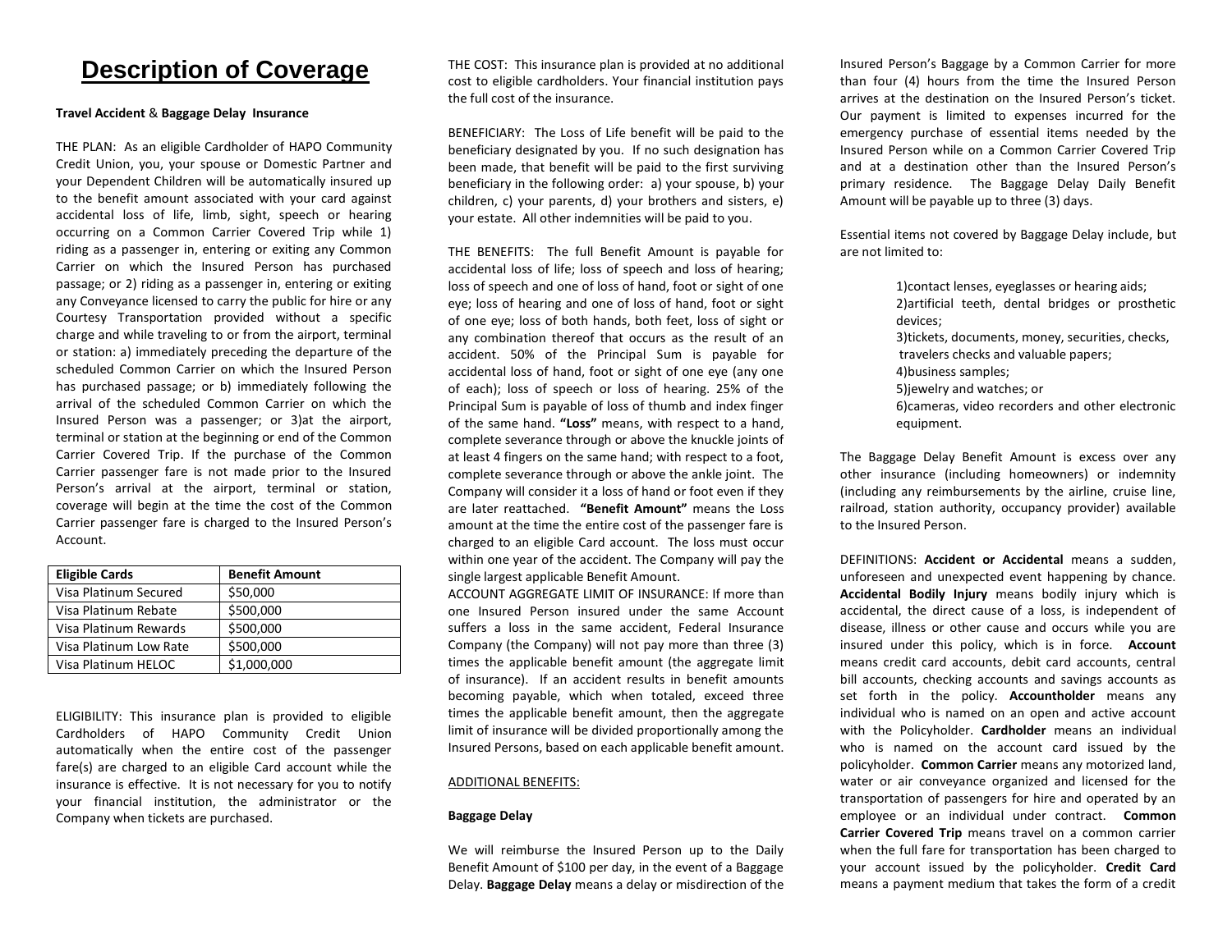# Description of Coverage

**Travel Accident** & **Baggage Delay Insurance**

THE PLAN: As an eligible Cardholder of HAPO Community Credit Union, you, your spouse or Domestic Partner and your Dependent Children will be automatically insured up to the benefit amount associated with your card against accidental loss of life, limb, sight, speech or hearing occurring on a Common Carrier Covered Trip while 1) riding as a passenger in, entering or exiting any Common Carrier on which the Insured Person has purchased passage; or 2) riding as a passenger in, entering or exiting any Conveyance licensed to carry the public for hire or any Courtesy Transportation provided without a specific charge and while traveling to or from the airport, terminal or station: a) immediately preceding the departure of the scheduled Common Carrier on which the Insured Person has purchased passage; or b) immediately following the arrival of the scheduled Common Carrier on which the Insured Person was a passenger; or 3)at the airport, terminal or station at the beginning or end of the Common Carrier Covered Trip. If the purchase of the Common Carrier passenger fare is not made prior to the Insured Person's arrival at the airport, terminal or station, coverage will begin at the time the cost of the Common Carrier passenger fare is charged to the Insured Person's Account.

| Eligible Cards | Benefit Amount |
|---|---|
| Visa Platinum Secured | $50,000 |
| Visa Platinum Rebate | $500,000 |
| Visa Platinum Rewards | $500,000 |
| Visa Platinum Low Rate | $500,000 |
| Visa Platinum HELOC | $1,000,000 |

ELIGIBILITY: This insurance plan is provided to eligible Cardholders of HAPO Community Credit Union automatically when the entire cost of the passenger fare(s) are charged to an eligible Card account while the insurance is effective. It is not necessary for you to notify your financial institution, the administrator or the Company when tickets are purchased.

THE COST: This insurance plan is provided at no additional cost to eligible cardholders. Your financial institution pays the full cost of the insurance.

BENEFICIARY: The Loss of Life benefit will be paid to the beneficiary designated by you. If no such designation has been made, that benefit will be paid to the first surviving beneficiary in the following order: a) your spouse, b) your children, c) your parents, d) your brothers and sisters, e) your estate. All other indemnities will be paid to you.

THE BENEFITS: The full Benefit Amount is payable for accidental loss of life; loss of speech and loss of hearing; loss of speech and one of loss of hand, foot or sight of one eye; loss of hearing and one of loss of hand, foot or sight of one eye; loss of both hands, both feet, loss of sight or any combination thereof that occurs as the result of an accident. 50% of the Principal Sum is payable for accidental loss of hand, foot or sight of one eye (any one of each); loss of speech or loss of hearing. 25% of the Principal Sum is payable of loss of thumb and index finger of the same hand. **"Loss"** means, with respect to a hand, complete severance through or above the knuckle joints of at least 4 fingers on the same hand; with respect to a foot, complete severance through or above the ankle joint. The Company will consider it a loss of hand or foot even if they are later reattached. **"Benefit Amount"** means the Loss amount at the time the entire cost of the passenger fare is charged to an eligible Card account. The loss must occur within one year of the accident. The Company will pay the single largest applicable Benefit Amount.

ACCOUNT AGGREGATE LIMIT OF INSURANCE: If more than one Insured Person insured under the same Account suffers a loss in the same accident, Federal Insurance Company (the Company) will not pay more than three (3) times the applicable benefit amount (the aggregate limit of insurance). If an accident results in benefit amounts becoming payable, which when totaled, exceed three times the applicable benefit amount, then the aggregate limit of insurance will be divided proportionally among the Insured Persons, based on each applicable benefit amount.

ADDITIONAL BENEFITS:

**Baggage Delay**

We will reimburse the Insured Person up to the Daily Benefit Amount of $100 per day, in the event of a Baggage Delay. **Baggage Delay** means a delay or misdirection of the Insured Person's Baggage by a Common Carrier for more than four (4) hours from the time the Insured Person arrives at the destination on the Insured Person's ticket. Our payment is limited to expenses incurred for the emergency purchase of essential items needed by the Insured Person while on a Common Carrier Covered Trip and at a destination other than the Insured Person's primary residence. The Baggage Delay Daily Benefit Amount will be payable up to three (3) days.

Essential items not covered by Baggage Delay include, but are not limited to:

1)contact lenses, eyeglasses or hearing aids;
2)artificial teeth, dental bridges or prosthetic devices;
3)tickets, documents, money, securities, checks, travelers checks and valuable papers;
4)business samples;
5)jewelry and watches; or
6)cameras, video recorders and other electronic equipment.

The Baggage Delay Benefit Amount is excess over any other insurance (including homeowners) or indemnity (including any reimbursements by the airline, cruise line, railroad, station authority, occupancy provider) available to the Insured Person.

DEFINITIONS: **Accident or Accidental** means a sudden, unforeseen and unexpected event happening by chance. **Accidental Bodily Injury** means bodily injury which is accidental, the direct cause of a loss, is independent of disease, illness or other cause and occurs while you are insured under this policy, which is in force. **Account** means credit card accounts, debit card accounts, central bill accounts, checking accounts and savings accounts as set forth in the policy. **Accountholder** means any individual who is named on an open and active account with the Policyholder. **Cardholder** means an individual who is named on the account card issued by the policyholder. **Common Carrier** means any motorized land, water or air conveyance organized and licensed for the transportation of passengers for hire and operated by an employee or an individual under contract. **Common Carrier Covered Trip** means travel on a common carrier when the full fare for transportation has been charged to your account issued by the policyholder. **Credit Card** means a payment medium that takes the form of a credit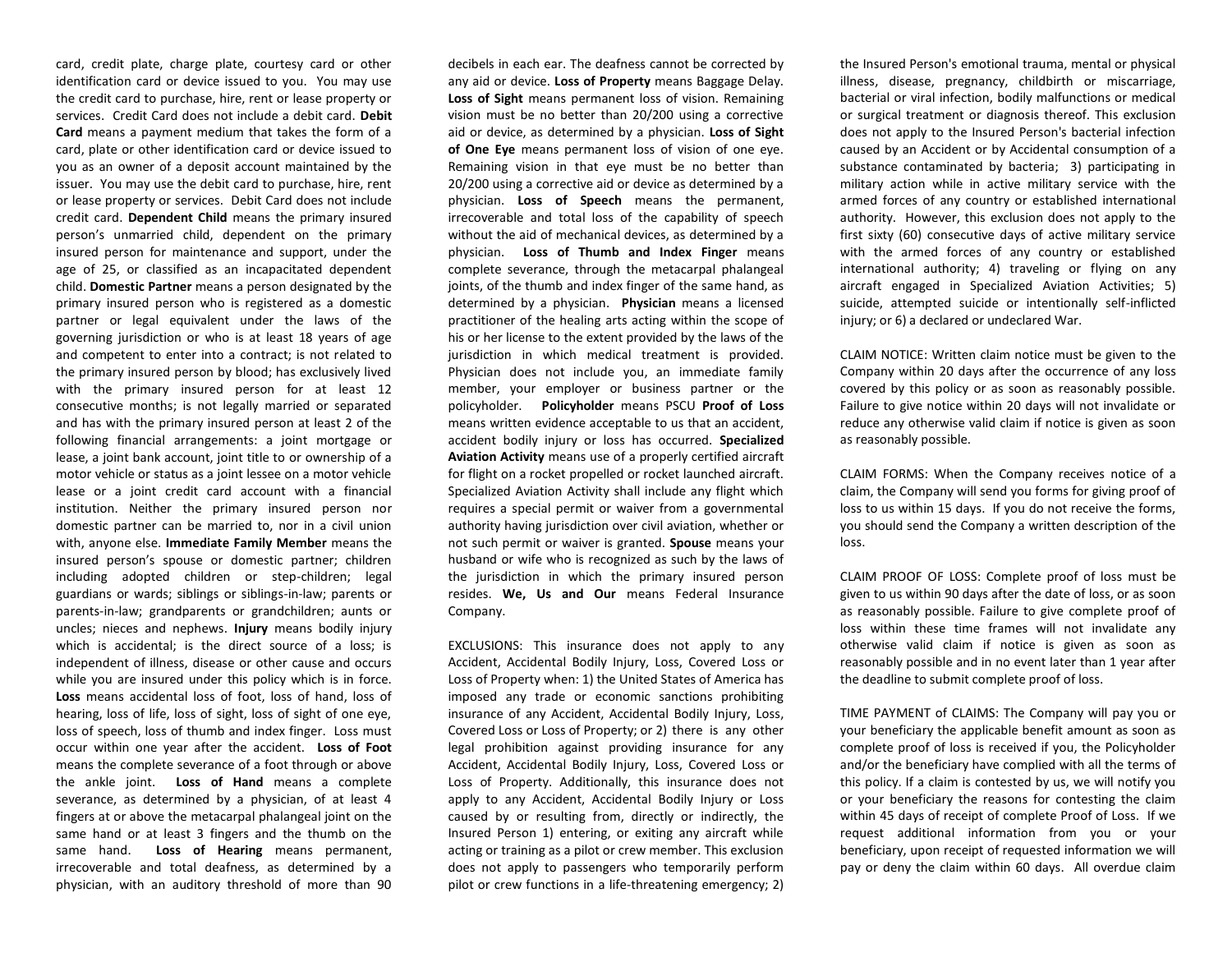card, credit plate, charge plate, courtesy card or other identification card or device issued to you. You may use the credit card to purchase, hire, rent or lease property or services. Credit Card does not include a debit card. **Debit Card** means a payment medium that takes the form of a card, plate or other identification card or device issued to you as an owner of a deposit account maintained by the issuer. You may use the debit card to purchase, hire, rent or lease property or services. Debit Card does not include credit card. **Dependent Child** means the primary insured person's unmarried child, dependent on the primary insured person for maintenance and support, under the age of 25, or classified as an incapacitated dependent child. **Domestic Partner** means a person designated by the primary insured person who is registered as a domestic partner or legal equivalent under the laws of the governing jurisdiction or who is at least 18 years of age and competent to enter into a contract; is not related to the primary insured person by blood; has exclusively lived with the primary insured person for at least 12 consecutive months; is not legally married or separated and has with the primary insured person at least 2 of the following financial arrangements: a joint mortgage or lease, a joint bank account, joint title to or ownership of a motor vehicle or status as a joint lessee on a motor vehicle lease or a joint credit card account with a financial institution. Neither the primary insured person nor domestic partner can be married to, nor in a civil union with, anyone else. **Immediate Family Member** means the insured person's spouse or domestic partner; children including adopted children or step-children; legal guardians or wards; siblings or siblings-in-law; parents or parents-in-law; grandparents or grandchildren; aunts or uncles; nieces and nephews. **Injury** means bodily injury which is accidental; is the direct source of a loss; is independent of illness, disease or other cause and occurs while you are insured under this policy which is in force. **Loss** means accidental loss of foot, loss of hand, loss of hearing, loss of life, loss of sight, loss of sight of one eye, loss of speech, loss of thumb and index finger. Loss must occur within one year after the accident. **Loss of Foot** means the complete severance of a foot through or above the ankle joint. **Loss of Hand** means a complete severance, as determined by a physician, of at least 4 fingers at or above the metacarpal phalangeal joint on the same hand or at least 3 fingers and the thumb on the same hand. **Loss of Hearing** means permanent, irrecoverable and total deafness, as determined by a physician, with an auditory threshold of more than 90 decibels in each ear. The deafness cannot be corrected by any aid or device. **Loss of Property** means Baggage Delay. **Loss of Sight** means permanent loss of vision. Remaining vision must be no better than 20/200 using a corrective aid or device, as determined by a physician. **Loss of Sight of One Eye** means permanent loss of vision of one eye. Remaining vision in that eye must be no better than 20/200 using a corrective aid or device as determined by a physician. **Loss of Speech** means the permanent, irrecoverable and total loss of the capability of speech without the aid of mechanical devices, as determined by a physician. **Loss of Thumb and Index Finger** means complete severance, through the metacarpal phalangeal joints, of the thumb and index finger of the same hand, as determined by a physician. **Physician** means a licensed practitioner of the healing arts acting within the scope of his or her license to the extent provided by the laws of the jurisdiction in which medical treatment is provided. Physician does not include you, an immediate family member, your employer or business partner or the policyholder. **Policyholder** means PSCU **Proof of Loss** means written evidence acceptable to us that an accident, accident bodily injury or loss has occurred. **Specialized Aviation Activity** means use of a properly certified aircraft for flight on a rocket propelled or rocket launched aircraft. Specialized Aviation Activity shall include any flight which requires a special permit or waiver from a governmental authority having jurisdiction over civil aviation, whether or not such permit or waiver is granted. **Spouse** means your husband or wife who is recognized as such by the laws of the jurisdiction in which the primary insured person resides. **We, Us and Our** means Federal Insurance Company.

EXCLUSIONS: This insurance does not apply to any Accident, Accidental Bodily Injury, Loss, Covered Loss or Loss of Property when: 1) the United States of America has imposed any trade or economic sanctions prohibiting insurance of any Accident, Accidental Bodily Injury, Loss, Covered Loss or Loss of Property; or 2) there is any other legal prohibition against providing insurance for any Accident, Accidental Bodily Injury, Loss, Covered Loss or Loss of Property. Additionally, this insurance does not apply to any Accident, Accidental Bodily Injury or Loss caused by or resulting from, directly or indirectly, the Insured Person 1) entering, or exiting any aircraft while acting or training as a pilot or crew member. This exclusion does not apply to passengers who temporarily perform pilot or crew functions in a life-threatening emergency; 2) the Insured Person's emotional trauma, mental or physical illness, disease, pregnancy, childbirth or miscarriage, bacterial or viral infection, bodily malfunctions or medical or surgical treatment or diagnosis thereof. This exclusion does not apply to the Insured Person's bacterial infection caused by an Accident or by Accidental consumption of a substance contaminated by bacteria; 3) participating in military action while in active military service with the armed forces of any country or established international authority. However, this exclusion does not apply to the first sixty (60) consecutive days of active military service with the armed forces of any country or established international authority; 4) traveling or flying on any aircraft engaged in Specialized Aviation Activities; 5) suicide, attempted suicide or intentionally self-inflicted injury; or 6) a declared or undeclared War.

CLAIM NOTICE: Written claim notice must be given to the Company within 20 days after the occurrence of any loss covered by this policy or as soon as reasonably possible. Failure to give notice within 20 days will not invalidate or reduce any otherwise valid claim if notice is given as soon as reasonably possible.

CLAIM FORMS: When the Company receives notice of a claim, the Company will send you forms for giving proof of loss to us within 15 days. If you do not receive the forms, you should send the Company a written description of the loss.

CLAIM PROOF OF LOSS: Complete proof of loss must be given to us within 90 days after the date of loss, or as soon as reasonably possible. Failure to give complete proof of loss within these time frames will not invalidate any otherwise valid claim if notice is given as soon as reasonably possible and in no event later than 1 year after the deadline to submit complete proof of loss.

TIME PAYMENT of CLAIMS: The Company will pay you or your beneficiary the applicable benefit amount as soon as complete proof of loss is received if you, the Policyholder and/or the beneficiary have complied with all the terms of this policy. If a claim is contested by us, we will notify you or your beneficiary the reasons for contesting the claim within 45 days of receipt of complete Proof of Loss. If we request additional information from you or your beneficiary, upon receipt of requested information we will pay or deny the claim within 60 days. All overdue claim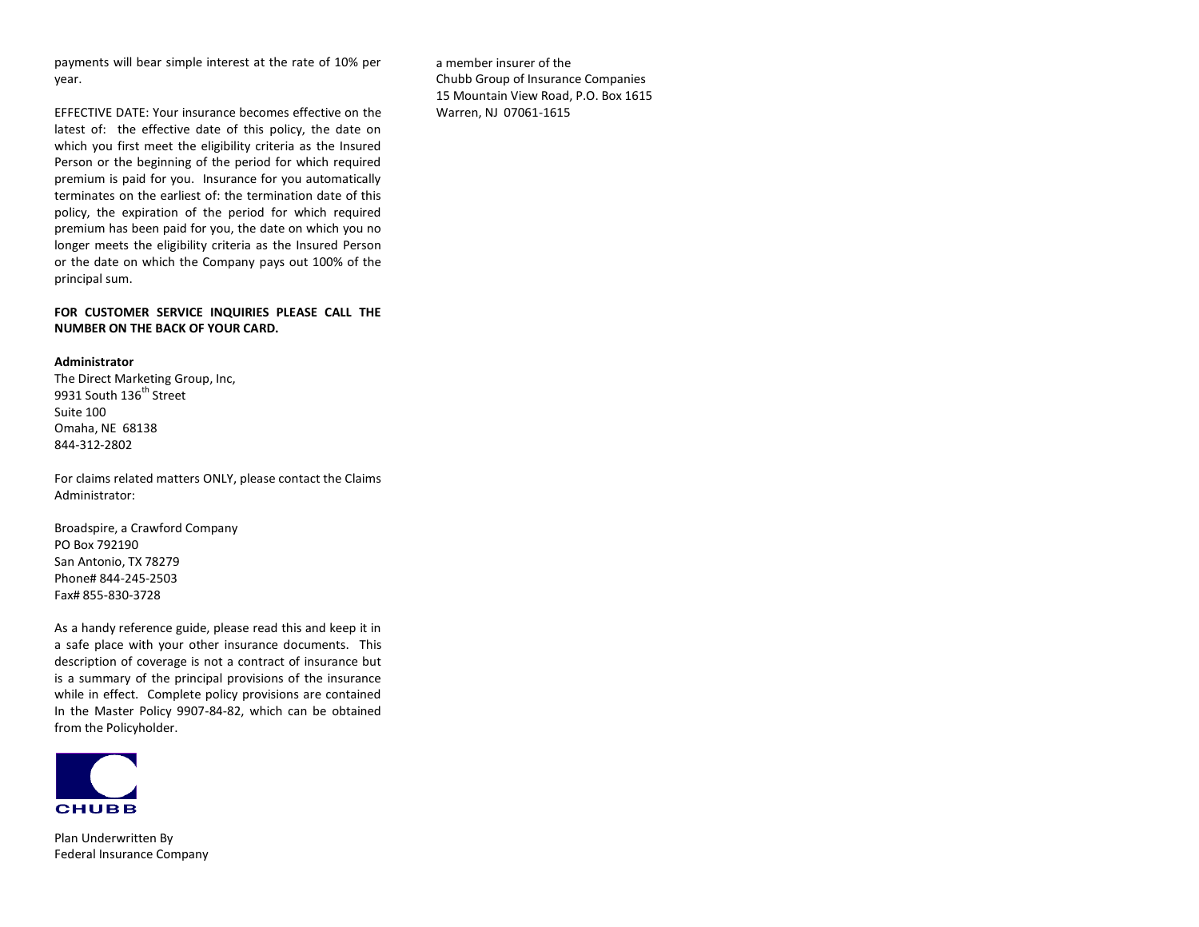payments will bear simple interest at the rate of 10% per year.

EFFECTIVE DATE: Your insurance becomes effective on the latest of: the effective date of this policy, the date on which you first meet the eligibility criteria as the Insured Person or the beginning of the period for which required premium is paid for you. Insurance for you automatically terminates on the earliest of: the termination date of this policy, the expiration of the period for which required premium has been paid for you, the date on which you no longer meets the eligibility criteria as the Insured Person or the date on which the Company pays out 100% of the principal sum.

**FOR CUSTOMER SERVICE INQUIRIES PLEASE CALL THE NUMBER ON THE BACK OF YOUR CARD.**

**Administrator**
The Direct Marketing Group, Inc,
9931 South 136th Street
Suite 100
Omaha, NE 68138
844-312-2802

For claims related matters ONLY, please contact the Claims Administrator:

Broadspire, a Crawford Company
PO Box 792190
San Antonio, TX 78279
Phone# 844-245-2503
Fax# 855-830-3728

As a handy reference guide, please read this and keep it in a safe place with your other insurance documents. This description of coverage is not a contract of insurance but is a summary of the principal provisions of the insurance while in effect. Complete policy provisions are contained In the Master Policy 9907-84-82, which can be obtained from the Policyholder.

CHUBB

Plan Underwritten By
Federal Insurance Company
a member insurer of the
Chubb Group of Insurance Companies
15 Mountain View Road, P.O. Box 1615
Warren, NJ 07061-1615